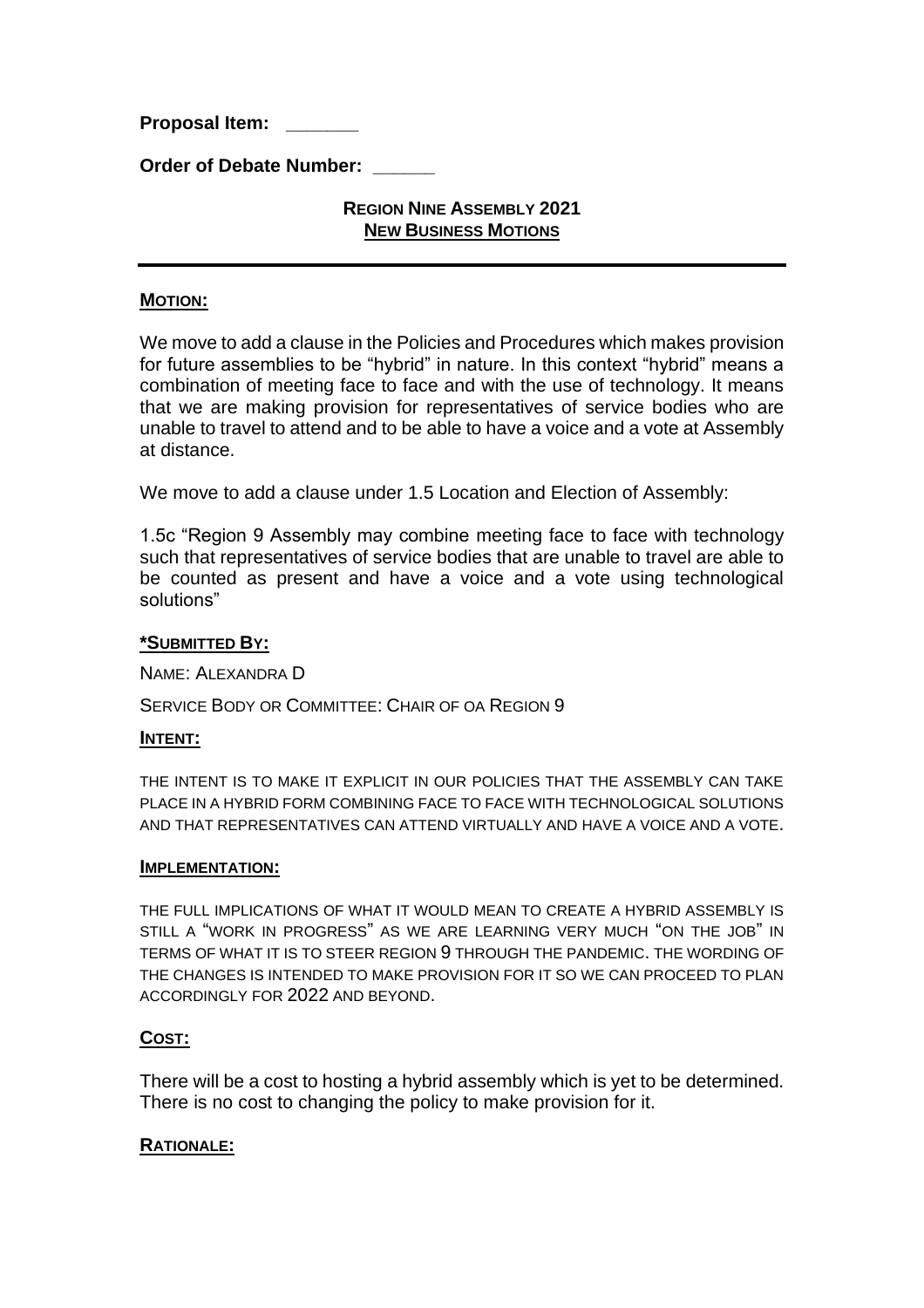**Proposal Item: _______**

**Order of Debate Number: ______**

**REGION NINE ASSEMBLY 2021**
**NEW BUSINESS MOTIONS**

---

**MOTION:**

We move to add a clause in the Policies and Procedures which makes provision for future assemblies to be "hybrid" in nature. In this context "hybrid" means a combination of meeting face to face and with the use of technology. It means that we are making provision for representatives of service bodies who are unable to travel to attend and to be able to have a voice and a vote at Assembly at distance.

We move to add a clause under 1.5 Location and Election of Assembly:

1.5c "Region 9 Assembly may combine meeting face to face with technology such that representatives of service bodies that are unable to travel are able to be counted as present and have a voice and a vote using technological solutions"

**\*SUBMITTED BY:**

NAME: ALEXANDRA D

SERVICE BODY OR COMMITTEE: CHAIR OF OA REGION 9

**INTENT:**

THE INTENT IS TO MAKE IT EXPLICIT IN OUR POLICIES THAT THE ASSEMBLY CAN TAKE PLACE IN A HYBRID FORM COMBINING FACE TO FACE WITH TECHNOLOGICAL SOLUTIONS AND THAT REPRESENTATIVES CAN ATTEND VIRTUALLY AND HAVE A VOICE AND A VOTE.

**IMPLEMENTATION:**

THE FULL IMPLICATIONS OF WHAT IT WOULD MEAN TO CREATE A HYBRID ASSEMBLY IS STILL A "WORK IN PROGRESS" AS WE ARE LEARNING VERY MUCH "ON THE JOB" IN TERMS OF WHAT IT IS TO STEER REGION 9 THROUGH THE PANDEMIC. THE WORDING OF THE CHANGES IS INTENDED TO MAKE PROVISION FOR IT SO WE CAN PROCEED TO PLAN ACCORDINGLY FOR 2022 AND BEYOND.

**COST:**

There will be a cost to hosting a hybrid assembly which is yet to be determined. There is no cost to changing the policy to make provision for it.

**RATIONALE:**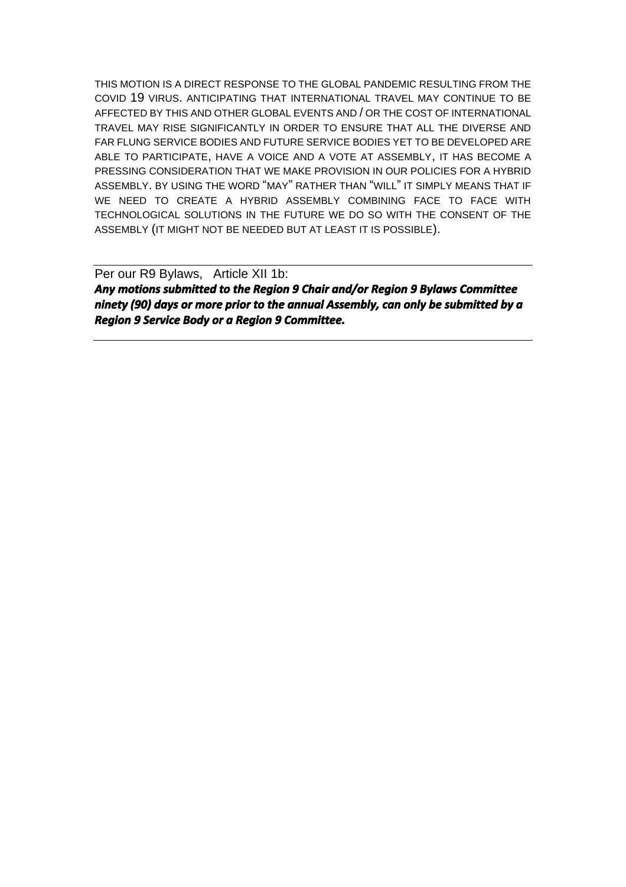THIS MOTION IS A DIRECT RESPONSE TO THE GLOBAL PANDEMIC RESULTING FROM THE COVID 19 VIRUS. ANTICIPATING THAT INTERNATIONAL TRAVEL MAY CONTINUE TO BE AFFECTED BY THIS AND OTHER GLOBAL EVENTS AND / OR THE COST OF INTERNATIONAL TRAVEL MAY RISE SIGNIFICANTLY IN ORDER TO ENSURE THAT ALL THE DIVERSE AND FAR FLUNG SERVICE BODIES AND FUTURE SERVICE BODIES YET TO BE DEVELOPED ARE ABLE TO PARTICIPATE, HAVE A VOICE AND A VOTE AT ASSEMBLY, IT HAS BECOME A PRESSING CONSIDERATION THAT WE MAKE PROVISION IN OUR POLICIES FOR A HYBRID ASSEMBLY. BY USING THE WORD "MAY" RATHER THAN "WILL" IT SIMPLY MEANS THAT IF WE NEED TO CREATE A HYBRID ASSEMBLY COMBINING FACE TO FACE WITH TECHNOLOGICAL SOLUTIONS IN THE FUTURE WE DO SO WITH THE CONSENT OF THE ASSEMBLY (IT MIGHT NOT BE NEEDED BUT AT LEAST IT IS POSSIBLE).

---

Per our R9 Bylaws, Article XII 1b:

***Any motions submitted to the Region 9 Chair and/or Region 9 Bylaws Committee ninety (90) days or more prior to the annual Assembly, can only be submitted by a Region 9 Service Body or a Region 9 Committee.***

---